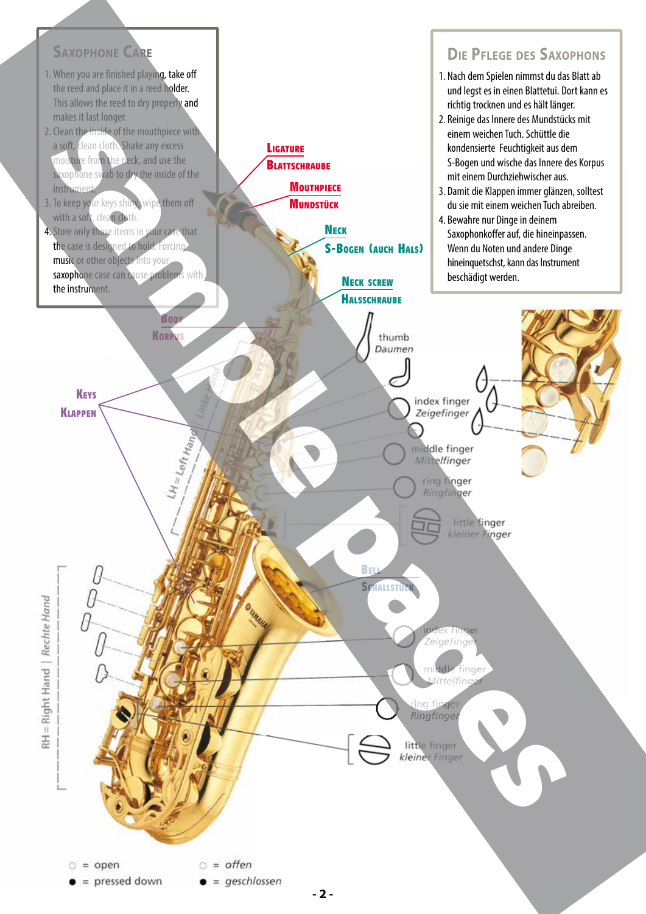## Saxophone Care

1. When you are finished playing, take off the reed and place it in a reed holder. This allows the reed to dry properly and makes it last longer.
2. Clean the inside of the mouthpiece with a soft, clean cloth. Shake any excess moisture from the neck, and use the saxophone swab to dry the inside of the instrument.
3. To keep your keys shiny, wipe them off with a soft, clean cloth.
4. Store only those items in your case that the case is designed to hold. Forcing music or other objects into your saxophone case can cause problems with the instrument.

## Die Pflege des Saxophons

1. Nach dem Spielen nimmst du das Blatt ab und legst es in einen Blattetui. Dort kann es richtig trocknen und es hält länger.
2. Reinige das Innere des Mundstücks mit einem weichen Tuch. Schüttle die kondensierte Feuchtigkeit aus dem S-Bogen und wische das Innere des Korpus mit einem Durchziehwischer aus.
3. Damit die Klappen immer glänzen, solltest du sie mit einem weichen Tuch abreiben.
4. Bewahre nur Dinge in deinem Saxophonkoffer auf, die hineinpassen. Wenn du Noten und andere Dinge hineinquetschst, kann das Instrument beschädigt werden.

Ligature / Blattschraube

Mouthpiece / Mundstück

Neck / S-Bogen (auch Hals)

Neck screw / Halsschraube

Body / Korpus

Keys / Klappen

Bell / Schallstück

LH = Left Hand | Linke Hand

thumb / Daumen

index finger / Zeigefinger

middle finger / Mittelfinger

ring finger / Ringfinger

little finger / kleiner Finger

RH = Right Hand | Rechte Hand

index finger / Zeigefinger

middle finger / Mittelfinger

ring finger / Ringfinger

little finger / kleiner Finger

○ = open ○ = offen

● = pressed down ● = geschlossen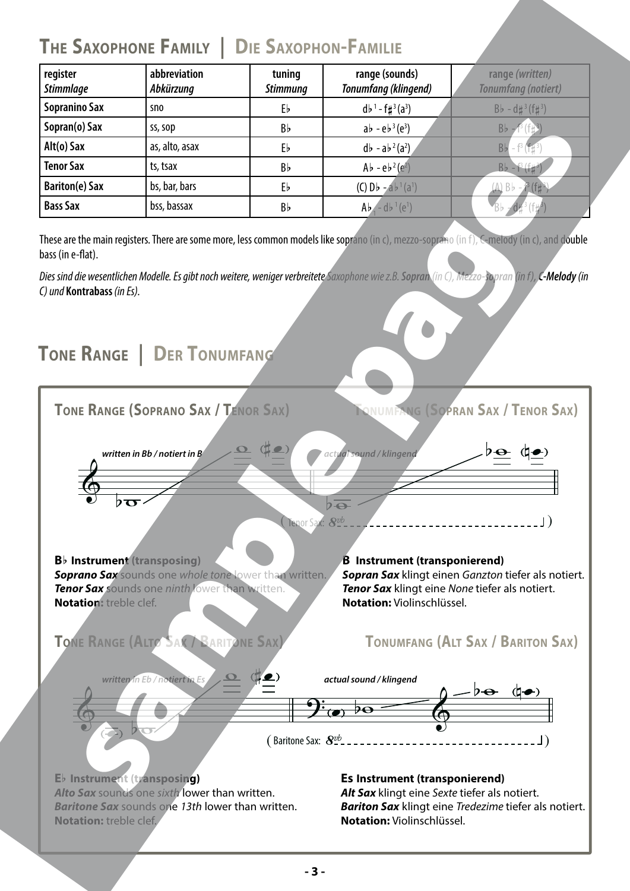## The Saxophone Family | Die Saxophon-Familie

| register *Stimmlage* | abbreviation *Abkürzung* | tuning *Stimmung* | range (sounds) *Tonumfang (klingend)* | range *(written)* *Tonumfang (notiert)* |
|---|---|---|---|---|
| **Sopranino Sax** | sno | E♭ | d♭[1] - f♯[3] (a[3]) | B♭ - d♯[3] (f♯[3]) |
| **Sopran(o) Sax** | ss, sop | B♭ | a♭ - e♭[3] (e[3]) | B♭ - f[3] (f♯[3]) |
| **Alt(o) Sax** | as, alto, asax | E♭ | d♭ - a♭[2] (a[2]) | B♭ - f[3] (f♯[3]) |
| **Tenor Sax** | ts, tsax | B♭ | A♭ - e♭[2] (e[2]) | B♭ - f[3] (f♯[3]) |
| **Bariton(e) Sax** | bs, bar, bars | E♭ | (C) D♭ - a♭[1] (a[1]) | (A) B♭ - f[3] (f♯[3]) |
| **Bass Sax** | bss, bassax | B♭ | A♭[1] - d♭[1] (e[1]) | B♭ - d♯[3] (f♯[3]) |

These are the main registers. There are some more, less common models like soprano (in c), mezzo-soprano (in f), C-melody (in c), and double bass (in e-flat).

*Dies sind die wesentlichen Modelle. Es gibt noch weitere, weniger verbreitete Saxophone wie z.B.* ***Sopran*** *(in C),* ***Mezzo-Sopran*** *(in f),* ***C-Melody*** *(in C) und* **Kontrabass** *(in Es).*

## Tone Range | Der Tonumfang

### Tone Range (Soprano Sax / Tenor Sax) — Tonumfang (Sopran Sax / Tenor Sax)

*written in Bb / notiert in B* — *actual sound / klingend* — (Tenor Sax: 8vb)

**B♭ Instrument (transposing)**
***Soprano Sax*** sounds one *whole tone* lower than written.
***Tenor Sax*** sounds one *ninth* lower than written.
**Notation:** treble clef.

**B Instrument (transponierend)**
***Sopran Sax*** klingt einen *Ganzton* tiefer als notiert.
***Tenor Sax*** klingt eine *None* tiefer als notiert.
**Notation:** Violinschlüssel.

### Tone Range (Alto Sax / Baritone Sax) — Tonumfang (Alt Sax / Bariton Sax)

*written in Eb / notiert in Es* — *actual sound / klingend* — (Baritone Sax: 8vb)

**E♭ Instrument (transposing)**
***Alto Sax*** sounds one *sixth* lower than written.
***Baritone Sax*** sounds one *13th* lower than written.
**Notation:** treble clef.

**Es Instrument (transponierend)**
***Alt Sax*** klingt eine *Sexte* tiefer als notiert.
***Bariton Sax*** klingt eine *Tredezime* tiefer als notiert.
**Notation:** Violinschlüssel.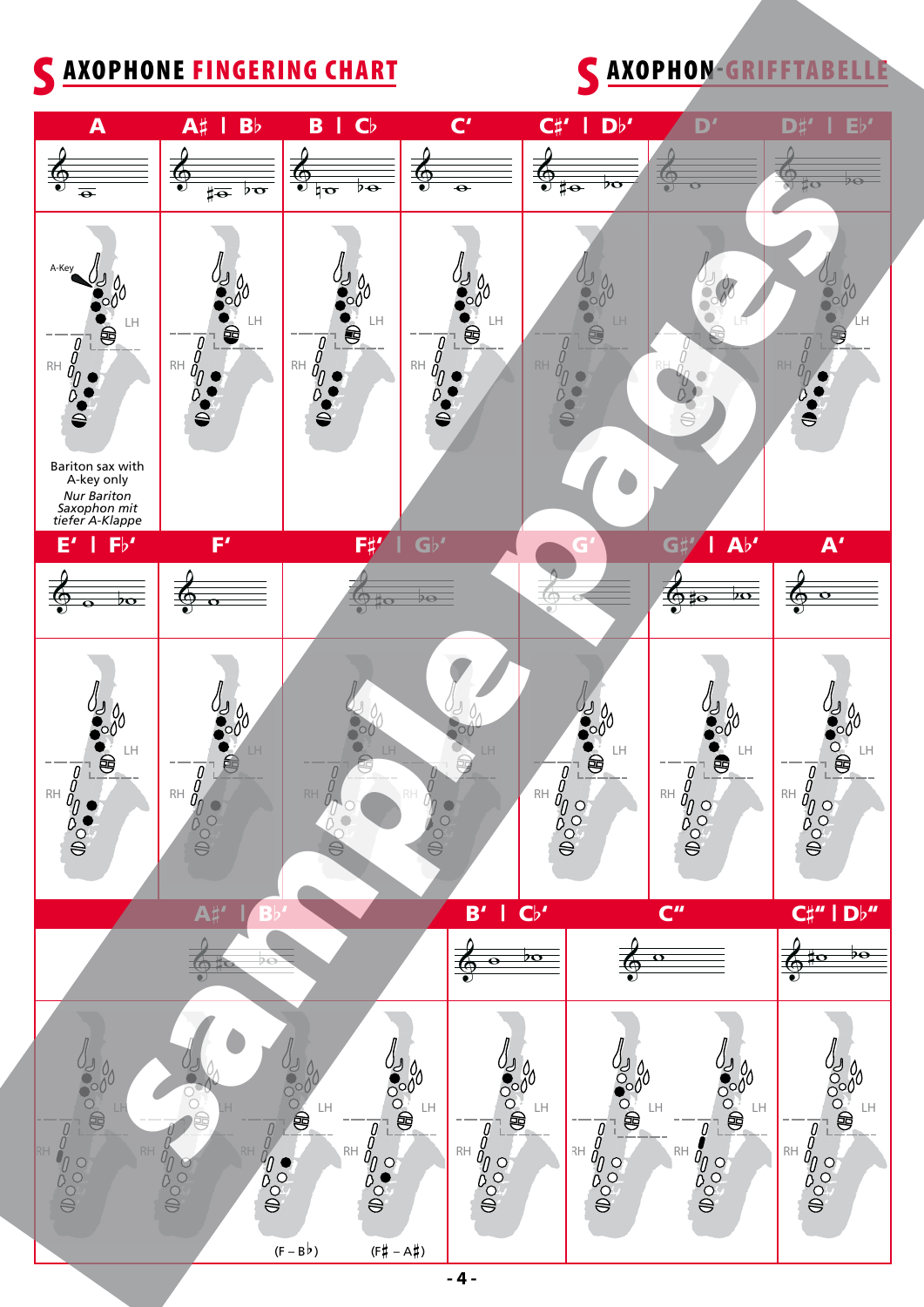# SAXOPHONE FINGERING CHART

# SAXOPHON-GRIFFTABELLE

A | A♯ I B♭ | B I C♭ | C' | C♯' I D♭' | D' | D♯' I E♭'

A-Key

LH

RH

Bariton sax with A-key only

*Nur Bariton Saxophon mit tiefer A-Klappe*

E' I F♭' | F' | F♯' I G♭' | G' | G♯' I A♭' | A'

A♯' I B♭' | B' I C♭' | C'' | C♯'' I D♭''

(F – B♭)

(F♯ – A♯)

Sample pages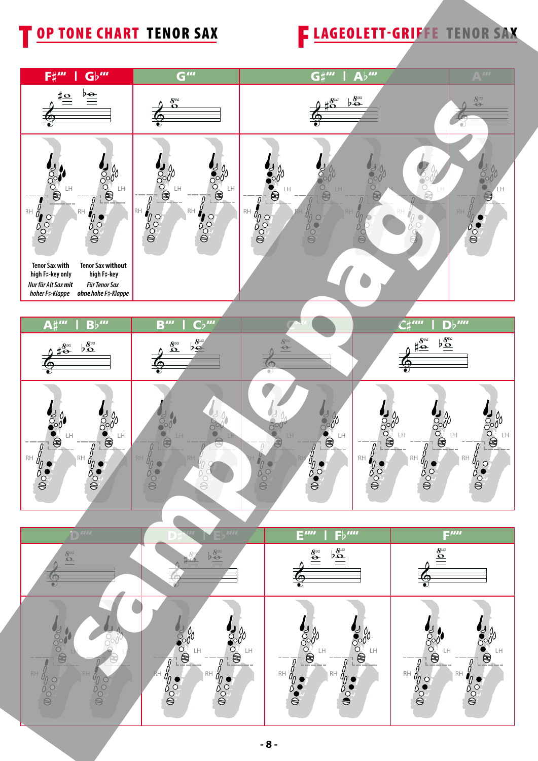# TOP TONE CHART TENOR SAX

# FLAGEOLETT-GRIFFE TENOR SAX

| F♯''' \| G♭''' | G''' | G♯''' \| A♭''' | A''' |
|---|---|---|---|
| Tenor Sax with high F♯-key only / *Nur für Alt Sax mit hoher F♯-Klappe* — Tenor Sax without high F♯-key / *Für Tenor Sax ohne hohe F♯-Klappe* | | | |

| A♯''' \| B♭''' | B''' \| C♭''' | C'''' | C♯'''' \| D♭'''' |
|---|---|---|---|

| D'''' | D♯'''' \| E♭'''' | E'''' \| F♭'''' | F'''' |
|---|---|---|---|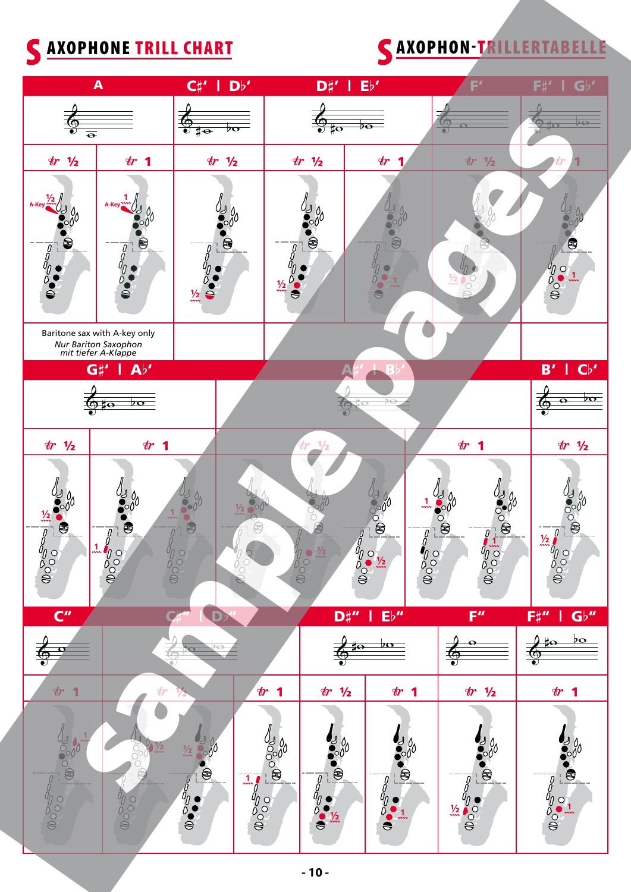# SAXOPHONE TRILL CHART

# SAXOPHON-TRILLERTABELLE

| A | | C♯' \| D♭' | D♯' \| E♭' | | F' | F♯' \| G♭' |
|---|---|---|---|---|---|---|
| tr ½ | tr 1 | tr ½ | tr ½ | tr 1 | tr ½ | tr 1 |
| Baritone sax with A-key only *Nur Bariton Saxophon mit tiefer A-Klappe* | | | | | | |

| G♯' \| A♭' | | A♯' \| B♭' | | B' \| C♭' |
|---|---|---|---|---|
| tr ½ | tr 1 | tr ½ | tr 1 | tr ½ |

| C'' | C♯'' \| D♭'' | | D♯'' \| E♭'' | | F'' | F♯'' \| G♭'' |
|---|---|---|---|---|---|---|
| tr 1 | tr ½ | tr 1 | tr ½ | tr 1 | tr ½ | tr 1 |

Sample pages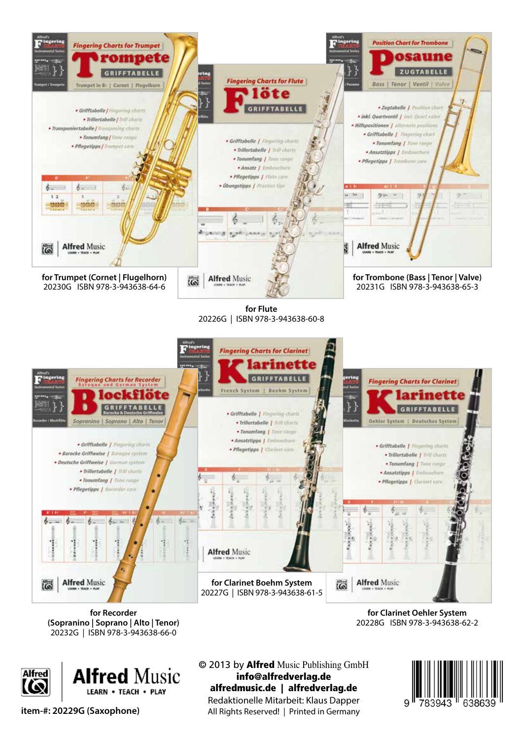for Trumpet (Cornet | Flugelhorn)
20230G ISBN 978-3-943638-64-6

for Flute
20226G | ISBN 978-3-943638-60-8

for Trombone (Bass | Tenor | Valve)
20231G ISBN 978-3-943638-65-3

for Recorder
(Sopranino | Soprano | Alto | Tenor)
20232G | ISBN 978-3-943638-66-0

for Clarinet Boehm System
20227G | ISBN 978-3-943638-61-5

for Clarinet Oehler System
20228G ISBN 978-3-943638-62-2

Alfred Music
LEARN • TEACH • PLAY

item-#: 20229G (Saxophone)

© 2013 by **Alfred** Music Publishing GmbH
**info@alfredverlag.de**
**alfredmusic.de | alfredverlag.de**
Redaktionelle Mitarbeit: Klaus Dapper
All Rights Reserved! | Printed in Germany

9 783943 638639